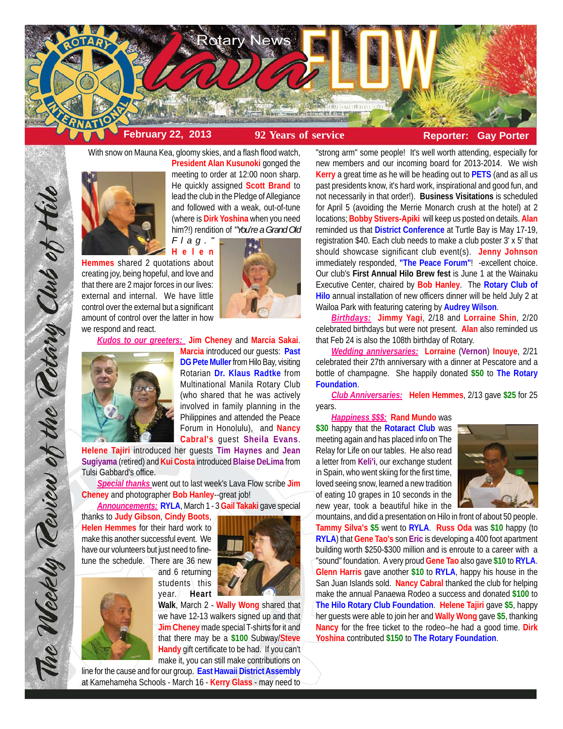# Rotary News lava FLOW

**February 22, 2013** | **92 Years of service** | **Reporter: Gay Porter**

*The Weekly Review of the Rotary Club of Hilo*

With snow on Mauna Kea, gloomy skies, and a flash flood watch, **President Alan Kusunoki** gonged the meeting to order at 12:00 noon sharp. He quickly assigned **Scott Brand** to lead the club in the Pledge of Allegiance and followed with a weak, out-of-tune (where is **Dirk Yoshina** when you need him?!) rendition of *"You're a Grand Old Flag."* **Helen Hemmes** shared 2 quotations about creating joy, being hopeful, and love and that there are 2 major forces in our lives: external and internal. We have little control over the external but a significant amount of control over the latter in how we respond and react.

***Kudos to our greeters:*** **Jim Cheney** and **Marcia Sakai**. **Marcia** introduced our guests: **Past DG Pete Muller** from Hilo Bay, visiting Rotarian **Dr. Klaus Radtke** from Multinational Manila Rotary Club (who shared that he was actively involved in family planning in the Philippines and attended the Peace Forum in Honolulu), and **Nancy Cabral's** guest **Sheila Evans**. **Helene Tajiri** introduced her guests **Tim Haynes** and **Jean Sugiyama** (retired) and **Kui Costa** introduced **Blaise DeLima** from Tulsi Gabbard's office.

***Special thanks*** went out to last week's Lava Flow scribe **Jim Cheney** and photographer **Bob Hanley**--great job!

***Announcements:*** **RYLA**, March 1 - 3 **Gail Takaki** gave special thanks to **Judy Gibson**, **Cindy Boots**, **Helen Hemmes** for their hard work to make this another successful event. We have our volunteers but just need to fine-tune the schedule. There are 36 new and 6 returning students this year. **Heart Walk**, March 2 - **Wally Wong** shared that we have 12-13 walkers signed up and that **Jim Cheney** made special T-shirts for it and that there may be a **$100** Subway/**Steve Handy** gift certificate to be had. If you can't make it, you can still make contributions on line for the cause and for our group. **East Hawaii District Assembly** at Kamehameha Schools - March 16 - **Kerry Glass** - may need to "strong arm" some people! It's well worth attending, especially for new members and our incoming board for 2013-2014. We wish **Kerry** a great time as he will be heading out to **PETS** (and as all us past presidents know, it's hard work, inspirational and good fun, and not necessarily in that order!). **Business Visitations** is scheduled for April 5 (avoiding the Merrie Monarch crush at the hotel) at 2 locations; **Bobby Stivers-Apiki** will keep us posted on details. **Alan** reminded us that **District Conference** at Turtle Bay is May 17-19, registration $40. Each club needs to make a club poster 3' x 5' that should showcase significant club event(s). **Jenny Johnson** immediately responded, **"The Peace Forum"**! -excellent choice. Our club's **First Annual Hilo Brew fest** is June 1 at the Wainaku Executive Center, chaired by **Bob Hanley**. The **Rotary Club of Hilo** annual installation of new officers dinner will be held July 2 at Wailoa Park with featuring catering by **Audrey Wilson**.

***Birthdays:*** **Jimmy Yagi**, 2/18 and **Lorraine Shin**, 2/20 celebrated birthdays but were not present. **Alan** also reminded us that Feb 24 is also the 108th birthday of Rotary.

***Wedding anniversaries:*** **Lorraine** (**Vernon**) **Inouye**, 2/21 celebrated their 27th anniversary with a dinner at Pescatore and a bottle of champagne. She happily donated **$50** to **The Rotary Foundation**.

***Club Anniversaries:*** **Helen Hemmes**, 2/13 gave **$25** for 25 years.

***Happiness $$$:*** **Rand Mundo** was **$30** happy that the **Rotaract Club** was meeting again and has placed info on The Relay for Life on our tables. He also read a letter from **Keli'i**, our exchange student in Spain, who went skiing for the first time, loved seeing snow, learned a new tradition of eating 10 grapes in 10 seconds in the new year, took a beautiful hike in the mountains, and did a presentation on Hilo in front of about 50 people. **Tammy Silva's $5** went to **RYLA**. **Russ Oda** was **$10** happy (to **RYLA**) that **Gene Tao's** son **Eric** is developing a 400 foot apartment building worth $250-$300 million and is enroute to a career with a "sound" foundation. A very proud **Gene Tao** also gave **$10** to **RYLA**. **Glenn Harris** gave another **$10** to **RYLA**, happy his house in the San Juan Islands sold. **Nancy Cabral** thanked the club for helping make the annual Panaewa Rodeo a success and donated **$100** to **The Hilo Rotary Club Foundation**. **Helene Tajiri** gave **$5**, happy her guests were able to join her and **Wally Wong** gave **$5**, thanking **Nancy** for the free ticket to the rodeo--he had a great time. **Dirk Yoshina** contributed **$150** to **The Rotary Foundation**.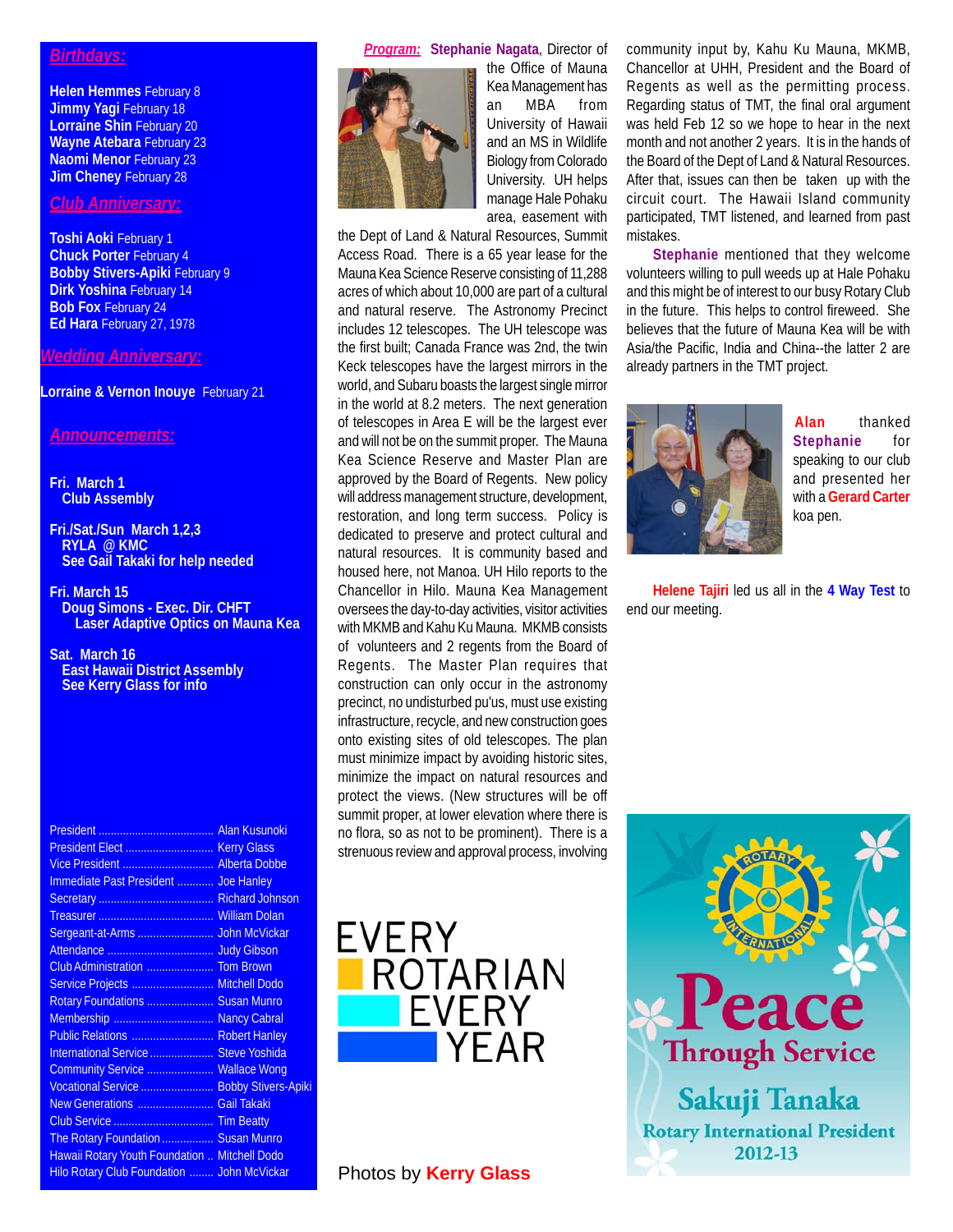## *Birthdays:*

**Helen Hemmes** February 8
**Jimmy Yagi** February 18
**Lorraine Shin** February 20
**Wayne Atebara** February 23
**Naomi Menor** February 23
**Jim Cheney** February 28

## *Club Anniversary:*

**Toshi Aoki** February 1
**Chuck Porter** February 4
**Bobby Stivers-Apiki** February 9
**Dirk Yoshina** February 14
**Bob Fox** February 24
**Ed Hara** February 27, 1978

## *Wedding Anniversary:*

**Lorraine & Vernon Inouye** February 21

## *Announcements:*

**Fri. March 1**
**Club Assembly**

**Fri./Sat./Sun March 1,2,3**
**RYLA @ KMC**
**See Gail Takaki for help needed**

**Fri. March 15**
**Doug Simons - Exec. Dir. CHFT**
**Laser Adaptive Optics on Mauna Kea**

**Sat. March 16**
**East Hawaii District Assembly**
**See Kerry Glass for info**

| | |
|---|---|
| President | Alan Kusunoki |
| President Elect | Kerry Glass |
| Vice President | Alberta Dobbe |
| Immediate Past President | Joe Hanley |
| Secretary | Richard Johnson |
| Treasurer | William Dolan |
| Sergeant-at-Arms | John McVickar |
| Attendance | Judy Gibson |
| Club Administration | Tom Brown |
| Service Projects | Mitchell Dodo |
| Rotary Foundations | Susan Munro |
| Membership | Nancy Cabral |
| Public Relations | Robert Hanley |
| International Service | Steve Yoshida |
| Community Service | Wallace Wong |
| Vocational Service | Bobby Stivers-Apiki |
| New Generations | Gail Takaki |
| Club Service | Tim Beatty |
| The Rotary Foundation | Susan Munro |
| Hawaii Rotary Youth Foundation | Mitchell Dodo |
| Hilo Rotary Club Foundation | John McVickar |

***Program:*** **Stephanie Nagata**, Director of the Office of Mauna Kea Management has an MBA from University of Hawaii and an MS in Wildlife Biology from Colorado University. UH helps manage Hale Pohaku area, easement with the Dept of Land & Natural Resources, Summit Access Road. There is a 65 year lease for the Mauna Kea Science Reserve consisting of 11,288 acres of which about 10,000 are part of a cultural and natural reserve. The Astronomy Precinct includes 12 telescopes. The UH telescope was the first built; Canada France was 2nd, the twin Keck telescopes have the largest mirrors in the world, and Subaru boasts the largest single mirror in the world at 8.2 meters. The next generation of telescopes in Area E will be the largest ever and will not be on the summit proper. The Mauna Kea Science Reserve and Master Plan are approved by the Board of Regents. New policy will address management structure, development, restoration, and long term success. Policy is dedicated to preserve and protect cultural and natural resources. It is community based and housed here, not Manoa. UH Hilo reports to the Chancellor in Hilo. Mauna Kea Management oversees the day-to-day activities, visitor activities with MKMB and Kahu Ku Mauna. MKMB consists of volunteers and 2 regents from the Board of Regents. The Master Plan requires that construction can only occur in the astronomy precinct, no undisturbed pu'us, must use existing infrastructure, recycle, and new construction goes onto existing sites of old telescopes. The plan must minimize impact by avoiding historic sites, minimize the impact on natural resources and protect the views. (New structures will be off summit proper, at lower elevation where there is no flora, so as not to be prominent). There is a strenuous review and approval process, involving community input by, Kahu Ku Mauna, MKMB, Chancellor at UHH, President and the Board of Regents as well as the permitting process. Regarding status of TMT, the final oral argument was held Feb 12 so we hope to hear in the next month and not another 2 years. It is in the hands of the Board of the Dept of Land & Natural Resources. After that, issues can then be taken up with the circuit court. The Hawaii Island community participated, TMT listened, and learned from past mistakes.

**Stephanie** mentioned that they welcome volunteers willing to pull weeds up at Hale Pohaku and this might be of interest to our busy Rotary Club in the future. This helps to control fireweed. She believes that the future of Mauna Kea will be with Asia/the Pacific, India and China--the latter 2 are already partners in the TMT project.

**Alan** thanked **Stephanie** for speaking to our club and presented her with a **Gerard Carter** koa pen.

**Helene Tajiri** led us all in the **4 Way Test** to end our meeting.

EVERY ROTARIAN EVERY YEAR

Photos by **Kerry Glass**

ROTARY INTERNATIONAL
Peace Through Service
Sakuji Tanaka
Rotary International President
2012-13